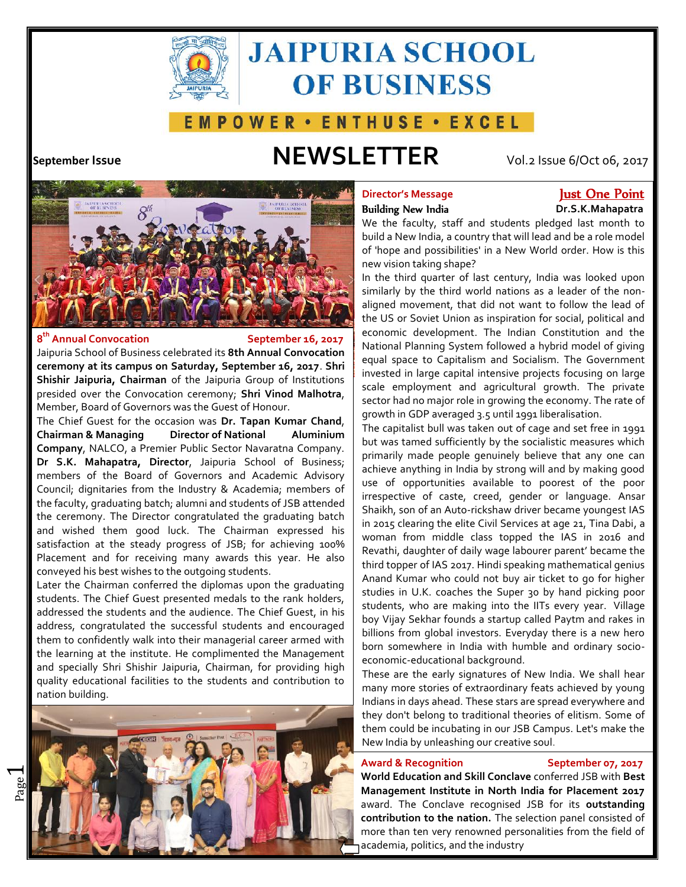# JAIPURIA SCHOOL OF BUSINESS

**EMPOWER • ENTHUSE • EXCEL**

**September Issue** — **NEWSLETTER** — Vol.2 Issue 6/Oct 06, 2017

## 8th Annual Convocation — September 16, 2017

Jaipuria School of Business celebrated its **8th Annual Convocation ceremony at its campus on Saturday, September 16, 2017**. **Shri Shishir Jaipuria, Chairman** of the Jaipuria Group of Institutions presided over the Convocation ceremony; **Shri Vinod Malhotra**, Member, Board of Governors was the Guest of Honour.

The Chief Guest for the occasion was **Dr. Tapan Kumar Chand**, **Chairman & Managing Director of National Aluminium Company**, NALCO, a Premier Public Sector Navaratna Company. **Dr S.K. Mahapatra, Director**, Jaipuria School of Business; members of the Board of Governors and Academic Advisory Council; dignitaries from the Industry & Academia; members of the faculty, graduating batch; alumni and students of JSB attended the ceremony. The Director congratulated the graduating batch and wished them good luck. The Chairman expressed his satisfaction at the steady progress of JSB; for achieving 100% Placement and for receiving many awards this year. He also conveyed his best wishes to the outgoing students.

Later the Chairman conferred the diplomas upon the graduating students. The Chief Guest presented medals to the rank holders, addressed the students and the audience. The Chief Guest, in his address, congratulated the successful students and encouraged them to confidently walk into their managerial career armed with the learning at the institute. He complimented the Management and specially Shri Shishir Jaipuria, Chairman, for providing high quality educational facilities to the students and contribution to nation building.

## Director's Message — Just One Point

**Building New India** — **Dr.S.K.Mahapatra**

We the faculty, staff and students pledged last month to build a New India, a country that will lead and be a role model of 'hope and possibilities' in a New World order. How is this new vision taking shape?

In the third quarter of last century, India was looked upon similarly by the third world nations as a leader of the non-aligned movement, that did not want to follow the lead of the US or Soviet Union as inspiration for social, political and economic development. The Indian Constitution and the National Planning System followed a hybrid model of giving equal space to Capitalism and Socialism. The Government invested in large capital intensive projects focusing on large scale employment and agricultural growth. The private sector had no major role in growing the economy. The rate of growth in GDP averaged 3.5 until 1991 liberalisation.

The capitalist bull was taken out of cage and set free in 1991 but was tamed sufficiently by the socialistic measures which primarily made people genuinely believe that any one can achieve anything in India by strong will and by making good use of opportunities available to poorest of the poor irrespective of caste, creed, gender or language. Ansar Shaikh, son of an Auto-rickshaw driver became youngest IAS in 2015 clearing the elite Civil Services at age 21, Tina Dabi, a woman from middle class topped the IAS in 2016 and Revathi, daughter of daily wage labourer parent' became the third topper of IAS 2017. Hindi speaking mathematical genius Anand Kumar who could not buy air ticket to go for higher studies in U.K. coaches the Super 30 by hand picking poor students, who are making into the IITs every year. Village boy Vijay Sekhar founds a startup called Paytm and rakes in billions from global investors. Everyday there is a new hero born somewhere in India with humble and ordinary socio-economic-educational background.

These are the early signatures of New India. We shall hear many more stories of extraordinary feats achieved by young Indians in days ahead. These stars are spread everywhere and they don't belong to traditional theories of elitism. Some of them could be incubating in our JSB Campus. Let's make the New India by unleashing our creative soul.

## Award & Recognition — September 07, 2017

**World Education and Skill Conclave** conferred JSB with **Best Management Institute in North India for Placement 2017** award. The Conclave recognised JSB for its **outstanding contribution to the nation.** The selection panel consisted of more than ten very renowned personalities from the field of academia, politics, and the industry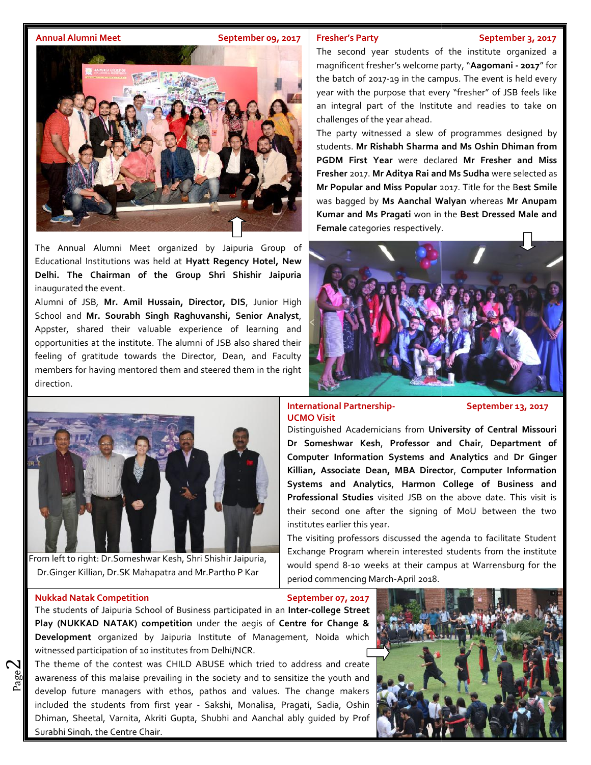## Annual Alumni Meet

**September 09, 2017**

The Annual Alumni Meet organized by Jaipuria Group of Educational Institutions was held at **Hyatt Regency Hotel, New Delhi. The Chairman of the Group Shri Shishir Jaipuria** inaugurated the event.

Alumni of JSB, **Mr. Amil Hussain, Director, DIS**, Junior High School and **Mr. Sourabh Singh Raghuvanshi, Senior Analyst**, Appster, shared their valuable experience of learning and opportunities at the institute. The alumni of JSB also shared their feeling of gratitude towards the Director, Dean, and Faculty members for having mentored them and steered them in the right direction.

## Fresher's Party

**September 3, 2017**

The second year students of the institute organized a magnificent fresher's welcome party, "**Aagomani - 2017**" for the batch of 2017-19 in the campus. The event is held every year with the purpose that every "fresher" of JSB feels like an integral part of the Institute and readies to take on challenges of the year ahead.

The party witnessed a slew of programmes designed by students. **Mr Rishabh Sharma and Ms Oshin Dhiman from PGDM First Year** were declared **Mr Fresher and Miss Fresher** 2017. **Mr Aditya Rai and Ms Sudha** were selected as **Mr Popular and Miss Popular** 2017. Title for the B**est Smile** was bagged by **Ms Aanchal Walyan** whereas **Mr Anupam Kumar and Ms Pragati** won in the **Best Dressed Male and Female** categories respectively.

## International Partnership- UCMO Visit

**September 13, 2017**

Distinguished Academicians from **University of Central Missouri Dr Someshwar Kesh**, **Professor and Chair**, **Department of Computer Information Systems and Analytics** and **Dr Ginger Killian, Associate Dean, MBA Director**, **Computer Information Systems and Analytics**, **Harmon College of Business and Professional Studies** visited JSB on the above date. This visit is their second one after the signing of MoU between the two institutes earlier this year.

The visiting professors discussed the agenda to facilitate Student Exchange Program wherein interested students from the institute would spend 8-10 weeks at their campus at Warrensburg for the period commencing March-April 2018.

From left to right: Dr.Someshwar Kesh, Shri Shishir Jaipuria, Dr.Ginger Killian, Dr.SK Mahapatra and Mr.Partho P Kar

## Nukkad Natak Competition

**September 07, 2017**

The students of Jaipuria School of Business participated in an **Inter-college Street Play (NUKKAD NATAK) competition** under the aegis of **Centre for Change & Development** organized by Jaipuria Institute of Management, Noida which witnessed participation of 10 institutes from Delhi/NCR.

The theme of the contest was CHILD ABUSE which tried to address and create awareness of this malaise prevailing in the society and to sensitize the youth and develop future managers with ethos, pathos and values. The change makers included the students from first year - Sakshi, Monalisa, Pragati, Sadia, Oshin Dhiman, Sheetal, Varnita, Akriti Gupta, Shubhi and Aanchal ably guided by Prof Surabhi Singh, the Centre Chair.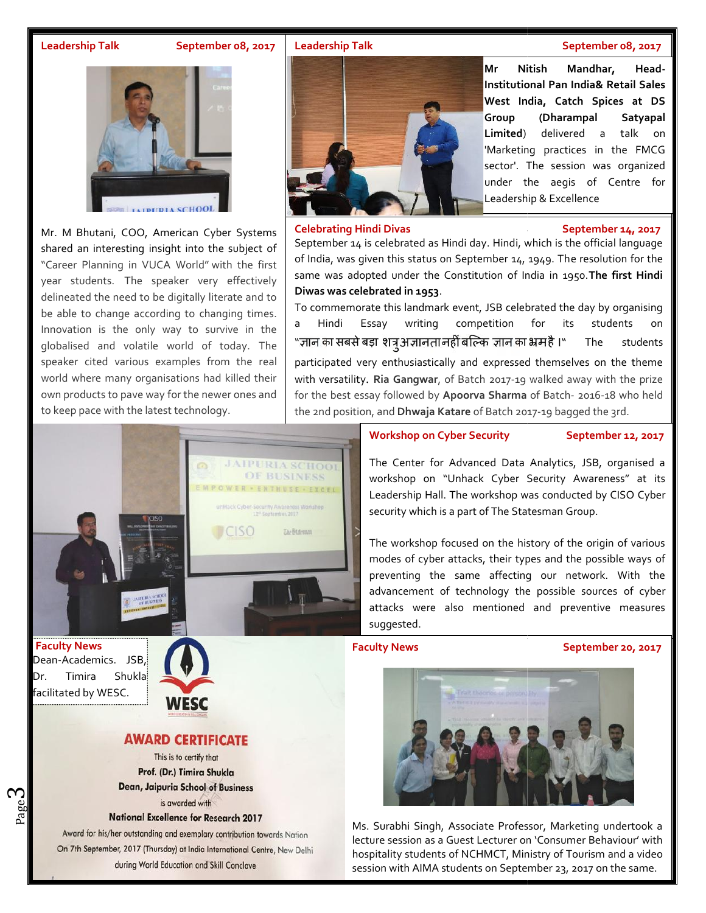## Leadership Talk — September 08, 2017

Mr. M Bhutani, COO, American Cyber Systems shared an interesting insight into the subject of "Career Planning in VUCA World" with the first year students. The speaker very effectively delineated the need to be digitally literate and to be able to change according to changing times. Innovation is the only way to survive in the globalised and volatile world of today. The speaker cited various examples from the real world where many organisations had killed their own products to pave way for the newer ones and to keep pace with the latest technology.

## Leadership Talk — September 08, 2017

**Mr Nitish Mandhar, Head-Institutional Pan India& Retail Sales West India, Catch Spices at DS Group (Dharampal Satyapal Limited)** delivered a talk on 'Marketing practices in the FMCG sector'. The session was organized under the aegis of Centre for Leadership & Excellence

## Celebrating Hindi Divas — September 14, 2017

September 14 is celebrated as Hindi day. Hindi, which is the official language of India, was given this status on September 14, 1949. The resolution for the same was adopted under the Constitution of India in 1950.**The first Hindi Diwas was celebrated in 1953**.

To commemorate this landmark event, JSB celebrated the day by organising a Hindi Essay writing competition for its students on "ज्ञान का सबसे बड़ा शत्रु अज्ञानता नहीं बल्कि ज्ञान का भ्रम है ।" The students participated very enthusiastically and expressed themselves on the theme with versatility. **Ria Gangwar**, of Batch 2017-19 walked away with the prize for the best essay followed by **Apoorva Sharma** of Batch- 2016-18 who held the 2nd position, and **Dhwaja Katare** of Batch 2017-19 bagged the 3rd.

## Workshop on Cyber Security — September 12, 2017

The Center for Advanced Data Analytics, JSB, organised a workshop on "Unhack Cyber Security Awareness" at its Leadership Hall. The workshop was conducted by CISO Cyber security which is a part of The Statesman Group.

The workshop focused on the history of the origin of various modes of cyber attacks, their types and the possible ways of preventing the same affecting our network. With the advancement of technology the possible sources of cyber attacks were also mentioned and preventive measures suggested.

## Faculty News

Dean-Academics. JSB, Dr. Timira Shukla facilitated by WESC.

**WESC**

**AWARD CERTIFICATE**

This is to certify that
**Prof. (Dr.) Timira Shukla**
**Dean, Jaipuria School of Business**
is awarded with
**National Excellence for Research 2017**
Award for his/her outstanding and exemplary contribution towards Nation
On 7th September, 2017 (Thursday) at India International Centre, New Delhi
during World Education and Skill Conclave

## Faculty News — September 20, 2017

Ms. Surabhi Singh, Associate Professor, Marketing undertook a lecture session as a Guest Lecturer on 'Consumer Behaviour' with hospitality students of NCHMCT, Ministry of Tourism and a video session with AIMA students on September 23, 2017 on the same.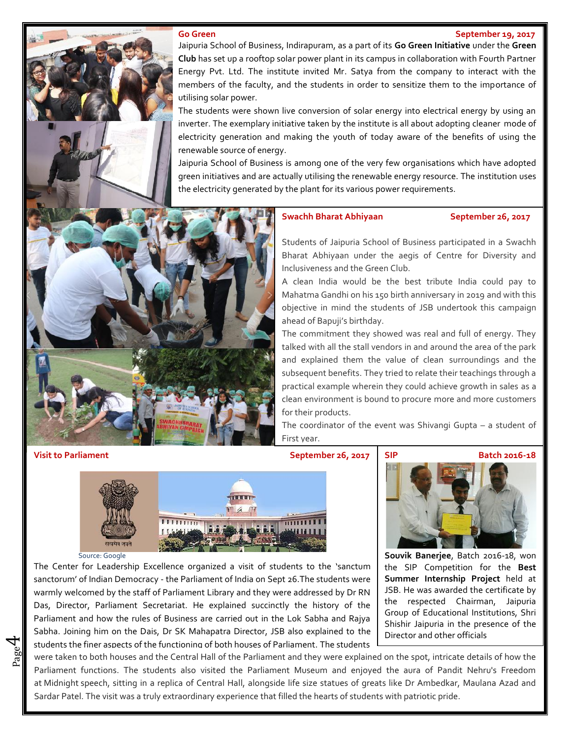## Go Green

**September 19, 2017**

Jaipuria School of Business, Indirapuram, as a part of its **Go Green Initiative** under the **Green Club** has set up a rooftop solar power plant in its campus in collaboration with Fourth Partner Energy Pvt. Ltd. The institute invited Mr. Satya from the company to interact with the members of the faculty, and the students in order to sensitize them to the importance of utilising solar power.

The students were shown live conversion of solar energy into electrical energy by using an inverter. The exemplary initiative taken by the institute is all about adopting cleaner mode of electricity generation and making the youth of today aware of the benefits of using the renewable source of energy.

Jaipuria School of Business is among one of the very few organisations which have adopted green initiatives and are actually utilising the renewable energy resource. The institution uses the electricity generated by the plant for its various power requirements.

## Swachh Bharat Abhiyaan

**September 26, 2017**

Students of Jaipuria School of Business participated in a Swachh Bharat Abhiyaan under the aegis of Centre for Diversity and Inclusiveness and the Green Club.

A clean India would be the best tribute India could pay to Mahatma Gandhi on his 150 birth anniversary in 2019 and with this objective in mind the students of JSB undertook this campaign ahead of Bapuji's birthday.

The commitment they showed was real and full of energy. They talked with all the stall vendors in and around the area of the park and explained them the value of clean surroundings and the subsequent benefits. They tried to relate their teachings through a practical example wherein they could achieve growth in sales as a clean environment is bound to procure more and more customers for their products.

The coordinator of the event was Shivangi Gupta – a student of First year.

## Visit to Parliament

**September 26, 2017**

Source: Google

The Center for Leadership Excellence organized a visit of students to the 'sanctum sanctorum' of Indian Democracy - the Parliament of India on Sept 26.The students were warmly welcomed by the staff of Parliament Library and they were addressed by Dr RN Das, Director, Parliament Secretariat. He explained succinctly the history of the Parliament and how the rules of Business are carried out in the Lok Sabha and Rajya Sabha. Joining him on the Dais, Dr SK Mahapatra Director, JSB also explained to the students the finer aspects of the functioning of both houses of Parliament. The students were taken to both houses and the Central Hall of the Parliament and they were explained on the spot, intricate details of how the Parliament functions. The students also visited the Parliament Museum and enjoyed the aura of Pandit Nehru's Freedom at Midnight speech, sitting in a replica of Central Hall, alongside life size statues of greats like Dr Ambedkar, Maulana Azad and Sardar Patel. The visit was a truly extraordinary experience that filled the hearts of students with patriotic pride.

## SIP

**Batch 2016-18**

**Souvik Banerjee**, Batch 2016-18, won the SIP Competition for the **Best Summer Internship Project** held at JSB. He was awarded the certificate by the respected Chairman, Jaipuria Group of Educational Institutions, Shri Shishir Jaipuria in the presence of the Director and other officials